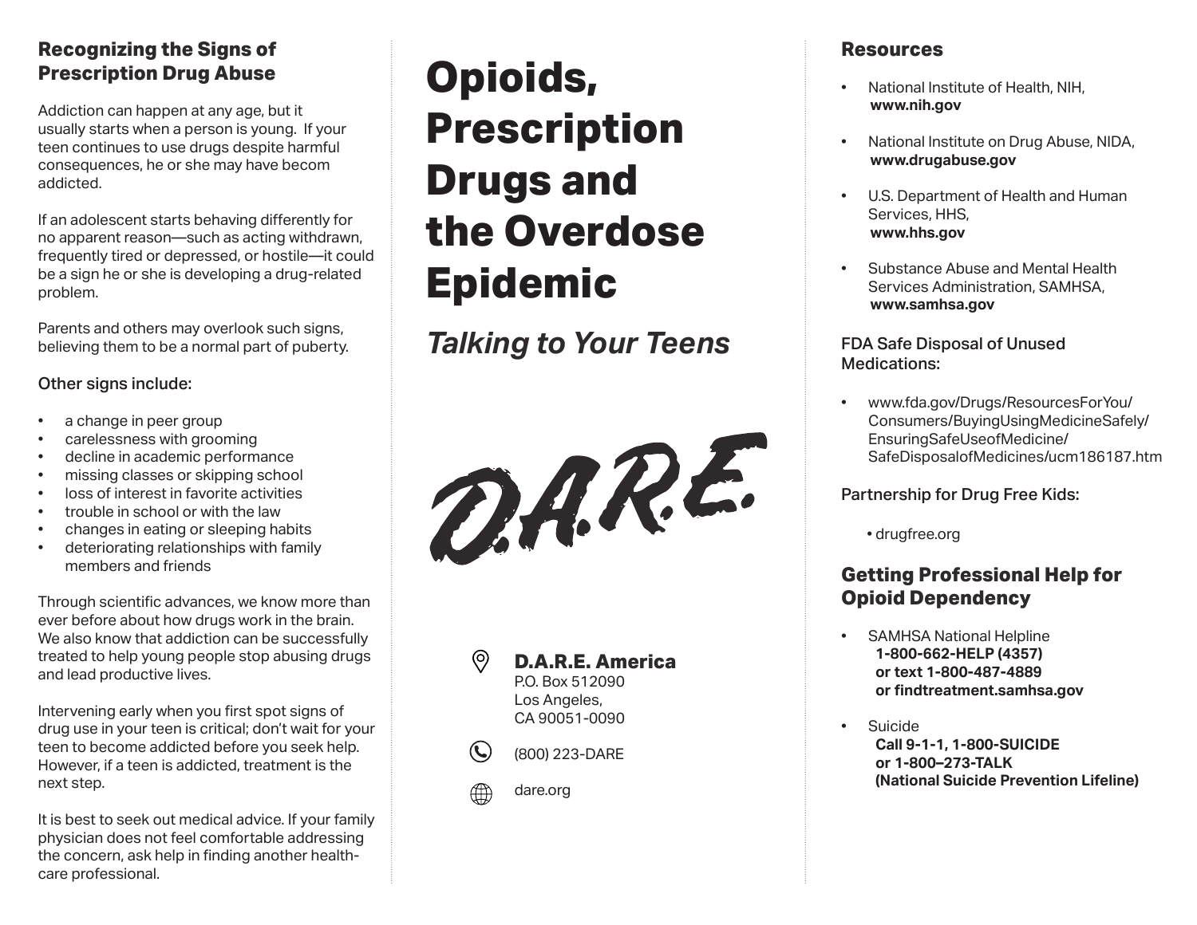## Recognizing the Signs of Prescription Drug Abuse

Addiction can happen at any age, but it usually starts when a person is young. If your teen continues to use drugs despite harmful consequences, he or she may have becom addicted.

If an adolescent starts behaving differently for no apparent reason—such as acting withdrawn, frequently tired or depressed, or hostile—it could be a sign he or she is developing a drug-related problem.

Parents and others may overlook such signs, believing them to be a normal part of puberty.

Other signs include:

- a change in peer group
- carelessness with grooming
- decline in academic performance
- missing classes or skipping school
- loss of interest in favorite activities
- trouble in school or with the law
- changes in eating or sleeping habits
- deteriorating relationships with family members and friends

Through scientific advances, we know more than ever before about how drugs work in the brain. We also know that addiction can be successfully treated to help young people stop abusing drugs and lead productive lives.

Intervening early when you first spot signs of drug use in your teen is critical; don't wait for your teen to become addicted before you seek help. However, if a teen is addicted, treatment is the next step.

It is best to seek out medical advice. If your family physician does not feel comfortable addressing the concern, ask help in finding another health-care professional.

# Opioids, Prescription Drugs and the Overdose Epidemic

*Talking to Your Teens*

D.A.R.E.

**D.A.R.E. America**
P.O. Box 512090
Los Angeles,
CA 90051-0090

(800) 223-DARE

dare.org

## Resources

- National Institute of Health, NIH, **www.nih.gov**
- National Institute on Drug Abuse, NIDA, **www.drugabuse.gov**
- U.S. Department of Health and Human Services, HHS, **www.hhs.gov**
- Substance Abuse and Mental Health Services Administration, SAMHSA, **www.samhsa.gov**

FDA Safe Disposal of Unused Medications:

- www.fda.gov/Drugs/ResourcesForYou/Consumers/BuyingUsingMedicineSafely/EnsuringSafeUseofMedicine/SafeDisposalofMedicines/ucm186187.htm

Partnership for Drug Free Kids:

- drugfree.org

## Getting Professional Help for Opioid Dependency

- SAMHSA National Helpline
  **1-800-662-HELP (4357)**
  **or text 1-800-487-4889**
  **or findtreatment.samhsa.gov**
- Suicide
  **Call 9-1-1, 1-800-SUICIDE**
  **or 1-800–273-TALK**
  **(National Suicide Prevention Lifeline)**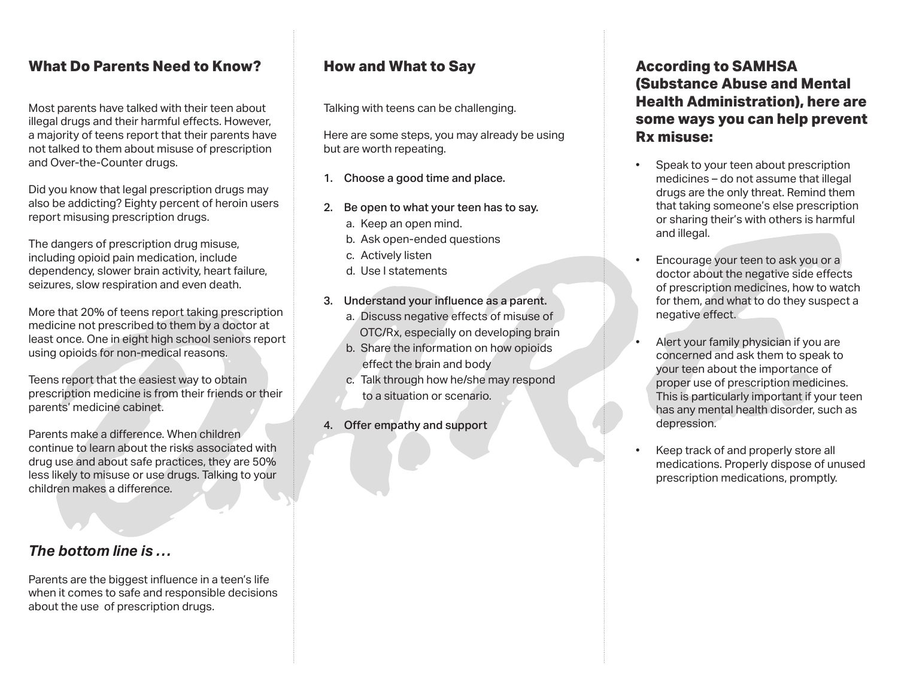## What Do Parents Need to Know?

Most parents have talked with their teen about illegal drugs and their harmful effects. However, a majority of teens report that their parents have not talked to them about misuse of prescription and Over-the-Counter drugs.

Did you know that legal prescription drugs may also be addicting? Eighty percent of heroin users report misusing prescription drugs.

The dangers of prescription drug misuse, including opioid pain medication, include dependency, slower brain activity, heart failure, seizures, slow respiration and even death.

More that 20% of teens report taking prescription medicine not prescribed to them by a doctor at least once. One in eight high school seniors report using opioids for non-medical reasons.

Teens report that the easiest way to obtain prescription medicine is from their friends or their parents' medicine cabinet.

Parents make a difference. When children continue to learn about the risks associated with drug use and about safe practices, they are 50% less likely to misuse or use drugs. Talking to your children makes a difference.

### *The bottom line is …*

Parents are the biggest influence in a teen's life when it comes to safe and responsible decisions about the use of prescription drugs.

## How and What to Say

Talking with teens can be challenging.

Here are some steps, you may already be using but are worth repeating.

1. Choose a good time and place.
2. Be open to what your teen has to say.
   a. Keep an open mind.
   b. Ask open-ended questions
   c. Actively listen
   d. Use I statements
3. Understand your influence as a parent.
   a. Discuss negative effects of misuse of OTC/Rx, especially on developing brain
   b. Share the information on how opioids effect the brain and body
   c. Talk through how he/she may respond to a situation or scenario.
4. Offer empathy and support

## According to SAMHSA (Substance Abuse and Mental Health Administration), here are some ways you can help prevent Rx misuse:

- Speak to your teen about prescription medicines – do not assume that illegal drugs are the only threat. Remind them that taking someone's else prescription or sharing their's with others is harmful and illegal.
- Encourage your teen to ask you or a doctor about the negative side effects of prescription medicines, how to watch for them, and what to do they suspect a negative effect.
- Alert your family physician if you are concerned and ask them to speak to your teen about the importance of proper use of prescription medicines. This is particularly important if your teen has any mental health disorder, such as depression.
- Keep track of and properly store all medications. Properly dispose of unused prescription medications, promptly.